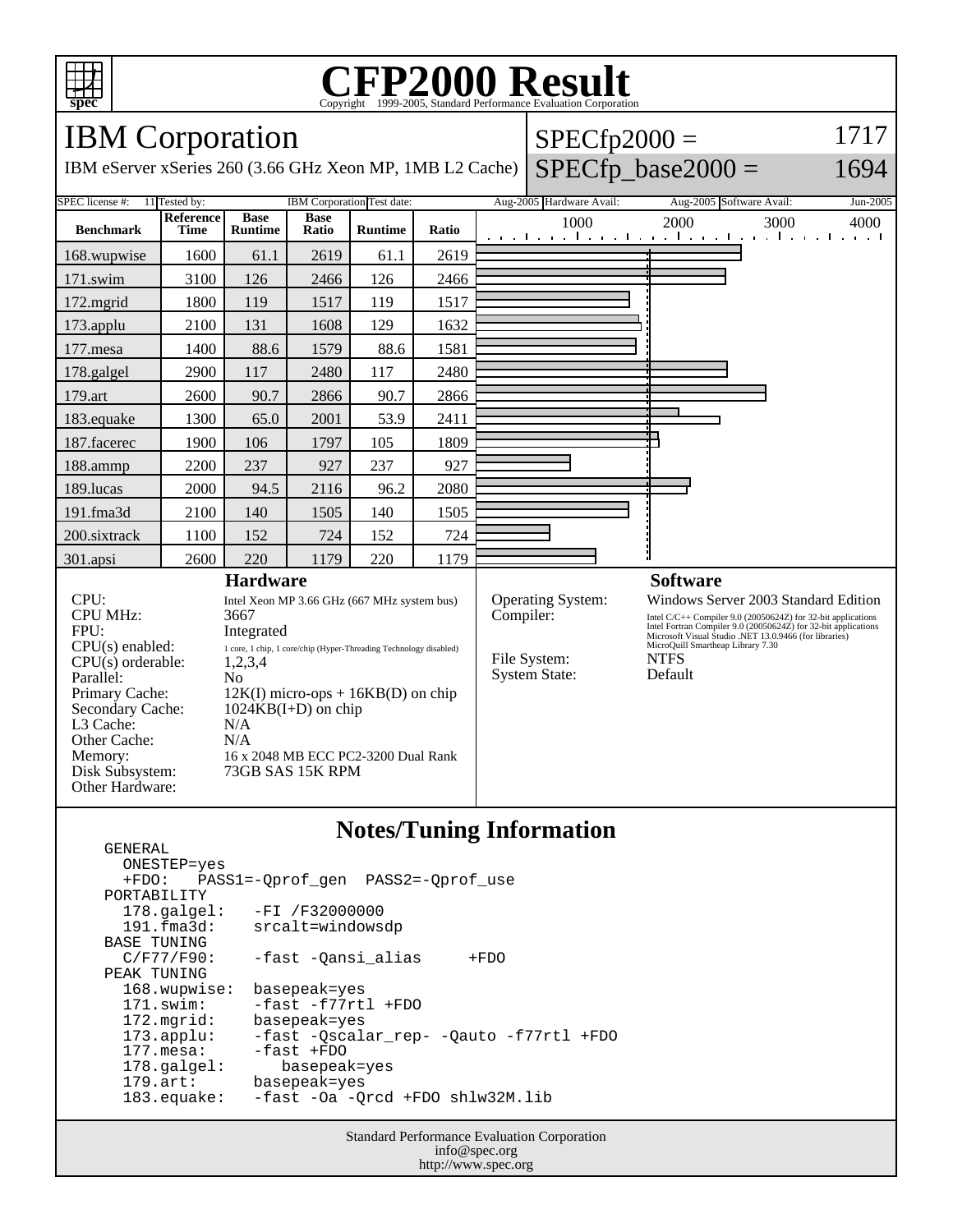# CFP2000 Result

Copyright 1999-2005, Standard Performance Evaluation Corporation

## IBM Corporation

IBM eServer xSeries 260 (3.66 GHz Xeon MP, 1MB L2 Cache)

SPECfp2000 = 1717

SPECfp_base2000 = 1694

| SPEC license #: | 11 | Tested by: | IBM Corporation | Test date: | Aug-2005 | Hardware Avail: | Aug-2005 | Software Avail: | Jun-2005 |
|---|---|---|---|---|---|---|---|---|---|

| Benchmark | Reference Time | Base Runtime | Base Ratio | Runtime | Ratio |
|---|---|---|---|---|---|
| 168.wupwise | 1600 | 61.1 | 2619 | 61.1 | 2619 |
| 171.swim | 3100 | 126 | 2466 | 126 | 2466 |
| 172.mgrid | 1800 | 119 | 1517 | 119 | 1517 |
| 173.applu | 2100 | 131 | 1608 | 129 | 1632 |
| 177.mesa | 1400 | 88.6 | 1579 | 88.6 | 1581 |
| 178.galgel | 2900 | 117 | 2480 | 117 | 2480 |
| 179.art | 2600 | 90.7 | 2866 | 90.7 | 2866 |
| 183.equake | 1300 | 65.0 | 2001 | 53.9 | 2411 |
| 187.facerec | 1900 | 106 | 1797 | 105 | 1809 |
| 188.ammp | 2200 | 237 | 927 | 237 | 927 |
| 189.lucas | 2000 | 94.5 | 2116 | 96.2 | 2080 |
| 191.fma3d | 2100 | 140 | 1505 | 140 | 1505 |
| 200.sixtrack | 1100 | 152 | 724 | 152 | 724 |
| 301.apsi | 2600 | 220 | 1179 | 220 | 1179 |

### Hardware

| | |
|---|---|
| CPU: | Intel Xeon MP 3.66 GHz (667 MHz system bus) |
| CPU MHz: | 3667 |
| FPU: | Integrated |
| CPU(s) enabled: | 1 core, 1 chip, 1 core/chip (Hyper-Threading Technology disabled) |
| CPU(s) orderable: | 1,2,3,4 |
| Parallel: | No |
| Primary Cache: | 12K(I) micro-ops + 16KB(D) on chip |
| Secondary Cache: | 1024KB(I+D) on chip |
| L3 Cache: | N/A |
| Other Cache: | N/A |
| Memory: | 16 x 2048 MB ECC PC2-3200 Dual Rank |
| Disk Subsystem: | 73GB SAS 15K RPM |
| Other Hardware: | |

### Software

| | |
|---|---|
| Operating System: | Windows Server 2003 Standard Edition |
| Compiler: | Intel C/C++ Compiler 9.0 (20050624Z) for 32-bit applications<br>Intel Fortran Compiler 9.0 (20050624Z) for 32-bit applications<br>Microsoft Visual Studio .NET 13.0.9466 (for libraries)<br>MicroQuill Smartheap Library 7.30 |
| File System: | NTFS |
| System State: | Default |

### Notes/Tuning Information

```
GENERAL
  ONESTEP=yes
  +FDO:   PASS1=-Qprof_gen  PASS2=-Qprof_use
PORTABILITY
  178.galgel:   -FI /F32000000
  191.fma3d:    srcalt=windowsdp
BASE TUNING
  C/F77/F90:    -fast -Qansi_alias     +FDO
PEAK TUNING
  168.wupwise:  basepeak=yes
  171.swim:     -fast -f77rtl +FDO
  172.mgrid:    basepeak=yes
  173.applu:    -fast -Qscalar_rep- -Qauto -f77rtl +FDO
  177.mesa:     -fast +FDO
  178.galgel:      basepeak=yes
  179.art:      basepeak=yes
  183.equake:   -fast -Oa -Qrcd +FDO shlw32M.lib
```

Standard Performance Evaluation Corporation
info@spec.org
http://www.spec.org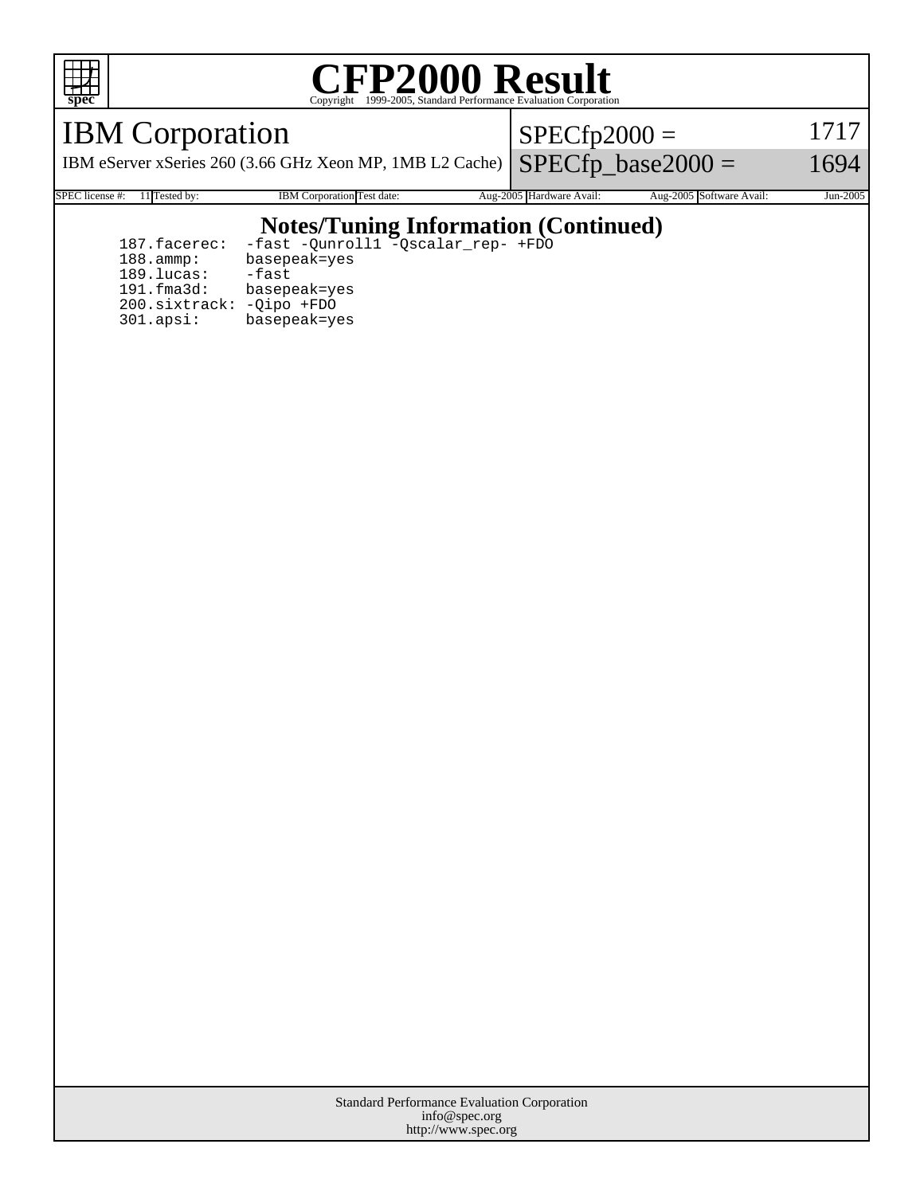# CFP2000 Result

Copyright 1999-2005, Standard Performance Evaluation Corporation

## IBM Corporation

IBM eServer xSeries 260 (3.66 GHz Xeon MP, 1MB L2 Cache)

SPECfp2000 = 1717

SPECfp_base2000 = 1694

| SPEC license #: | 11 | Tested by: | IBM Corporation | Test date: | Aug-2005 | Hardware Avail: | Aug-2005 | Software Avail: | Jun-2005 |
|---|---|---|---|---|---|---|---|---|---|

### Notes/Tuning Information (Continued)

```
187.facerec:  -fast -Qunroll1 -Qscalar_rep- +FDO
188.ammp:     basepeak=yes
189.lucas:    -fast
191.fma3d:    basepeak=yes
200.sixtrack: -Qipo +FDO
301.apsi:     basepeak=yes
```

Standard Performance Evaluation Corporation
info@spec.org
http://www.spec.org